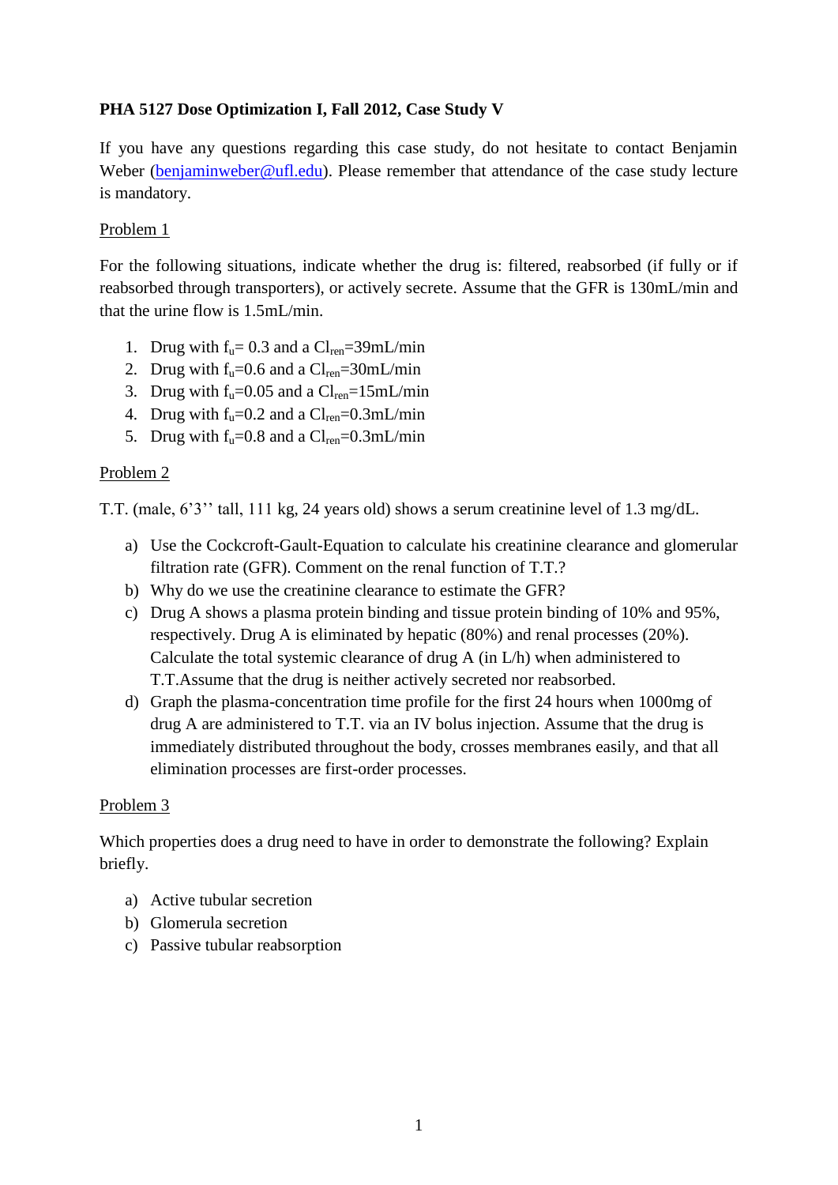**PHA 5127 Dose Optimization I, Fall 2012, Case Study V**

If you have any questions regarding this case study, do not hesitate to contact Benjamin Weber (benjaminweber@ufl.edu). Please remember that attendance of the case study lecture is mandatory.

Problem 1

For the following situations, indicate whether the drug is: filtered, reabsorbed (if fully or if reabsorbed through transporters), or actively secrete. Assume that the GFR is 130mL/min and that the urine flow is 1.5mL/min.

1. Drug with $f_u$= 0.3 and a $Cl_{ren}$=39mL/min
2. Drug with $f_u$=0.6 and a $Cl_{ren}$=30mL/min
3. Drug with $f_u$=0.05 and a $Cl_{ren}$=15mL/min
4. Drug with $f_u$=0.2 and a $Cl_{ren}$=0.3mL/min
5. Drug with $f_u$=0.8 and a $Cl_{ren}$=0.3mL/min

Problem 2

T.T. (male, 6'3'' tall, 111 kg, 24 years old) shows a serum creatinine level of 1.3 mg/dL.

a) Use the Cockcroft-Gault-Equation to calculate his creatinine clearance and glomerular filtration rate (GFR). Comment on the renal function of T.T.?
b) Why do we use the creatinine clearance to estimate the GFR?
c) Drug A shows a plasma protein binding and tissue protein binding of 10% and 95%, respectively. Drug A is eliminated by hepatic (80%) and renal processes (20%). Calculate the total systemic clearance of drug A (in L/h) when administered to T.T.Assume that the drug is neither actively secreted nor reabsorbed.
d) Graph the plasma-concentration time profile for the first 24 hours when 1000mg of drug A are administered to T.T. via an IV bolus injection. Assume that the drug is immediately distributed throughout the body, crosses membranes easily, and that all elimination processes are first-order processes.

Problem 3

Which properties does a drug need to have in order to demonstrate the following? Explain briefly.

a) Active tubular secretion
b) Glomerula secretion
c) Passive tubular reabsorption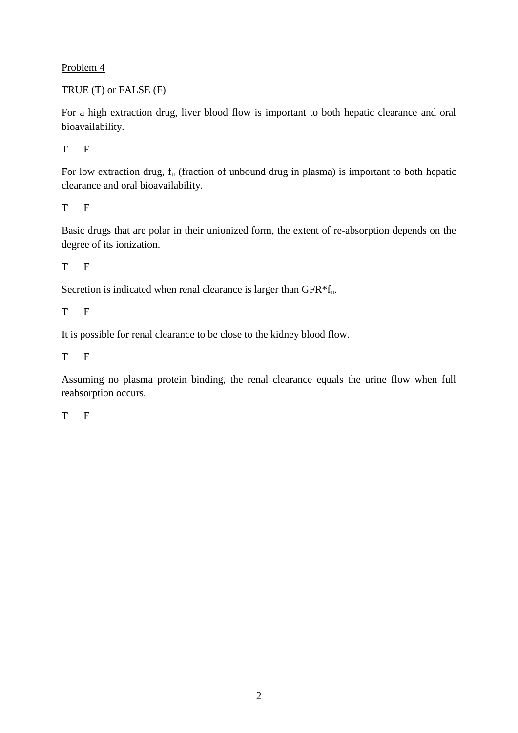Problem 4

TRUE (T) or FALSE (F)

For a high extraction drug, liver blood flow is important to both hepatic clearance and oral bioavailability.

T F

For low extraction drug, $f_u$ (fraction of unbound drug in plasma) is important to both hepatic clearance and oral bioavailability.

T F

Basic drugs that are polar in their unionized form, the extent of re-absorption depends on the degree of its ionization.

T F

Secretion is indicated when renal clearance is larger than $GFR*f_u$.

T F

It is possible for renal clearance to be close to the kidney blood flow.

T F

Assuming no plasma protein binding, the renal clearance equals the urine flow when full reabsorption occurs.

T F